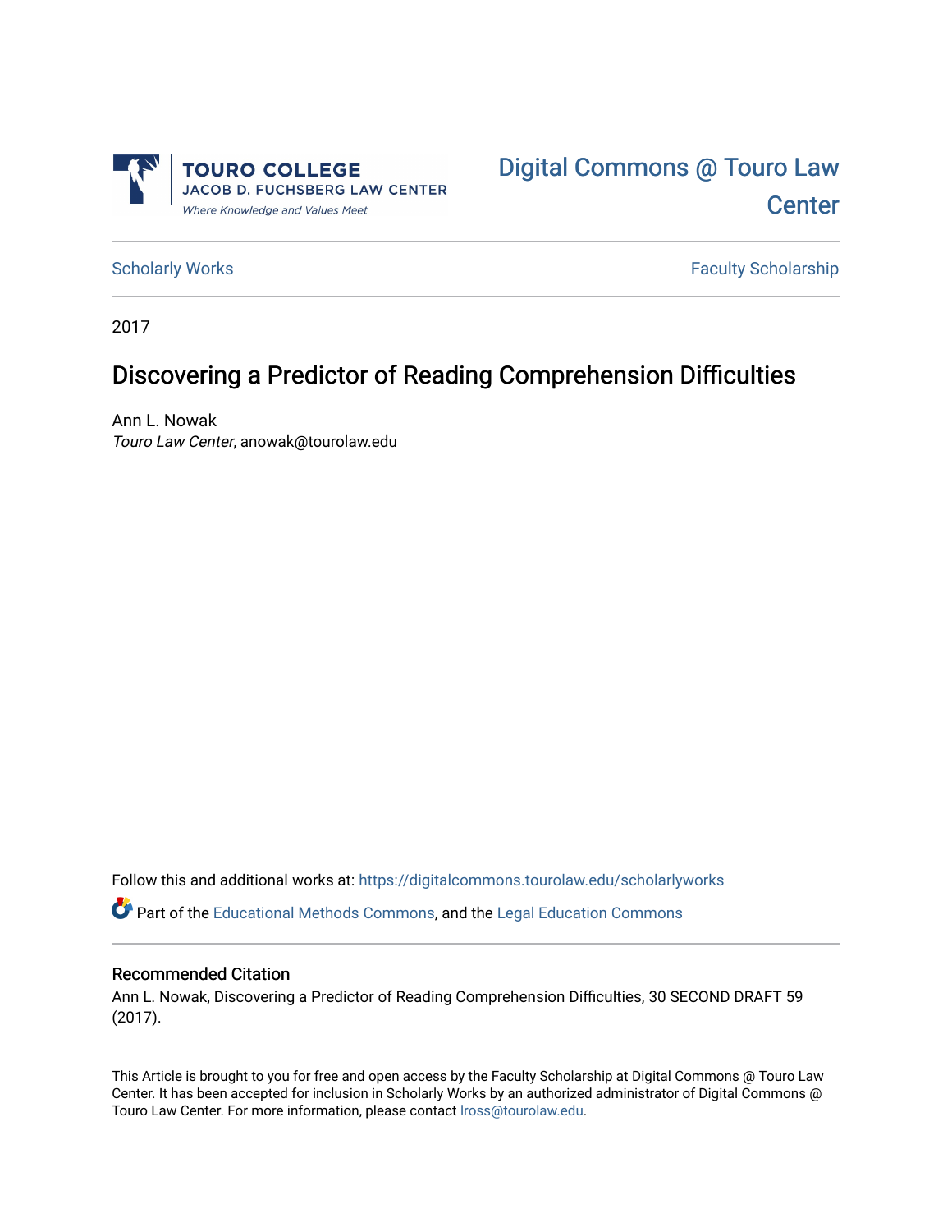TOURO COLLEGE
JACOB D. FUCHSBERG LAW CENTER
*Where Knowledge and Values Meet*

Digital Commons @ Touro Law Center

Scholarly Works | Faculty Scholarship

2017

# Discovering a Predictor of Reading Comprehension Difficulties

Ann L. Nowak
*Touro Law Center*, anowak@tourolaw.edu

Follow this and additional works at: https://digitalcommons.tourolaw.edu/scholarlyworks

Part of the Educational Methods Commons, and the Legal Education Commons

## Recommended Citation

Ann L. Nowak, Discovering a Predictor of Reading Comprehension Difficulties, 30 SECOND DRAFT 59 (2017).

This Article is brought to you for free and open access by the Faculty Scholarship at Digital Commons @ Touro Law Center. It has been accepted for inclusion in Scholarly Works by an authorized administrator of Digital Commons @ Touro Law Center. For more information, please contact lross@tourolaw.edu.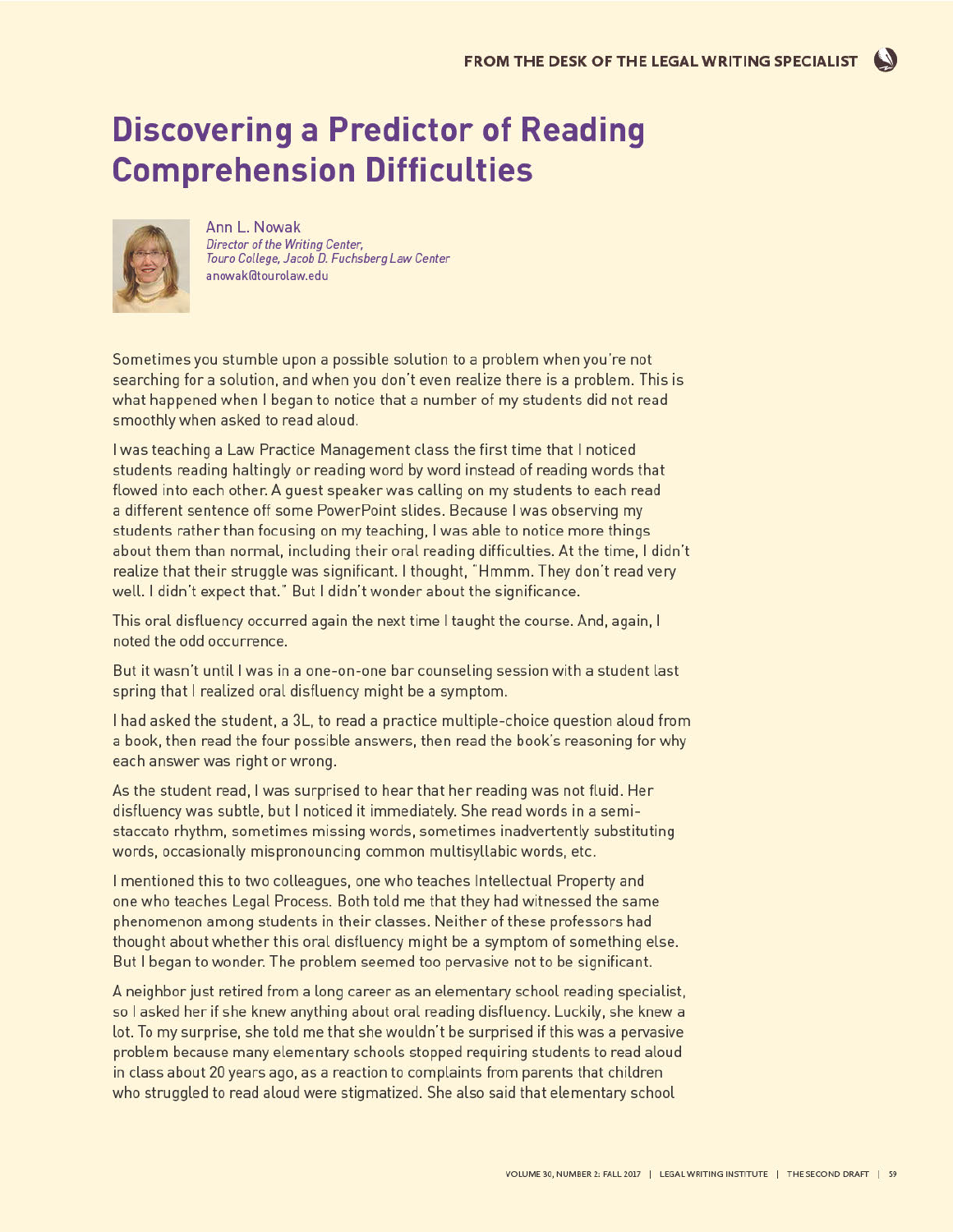# Discovering a Predictor of Reading Comprehension Difficulties

Ann L. Nowak
*Director of the Writing Center,*
*Touro College, Jacob D. Fuchsberg Law Center*
anowak@tourolaw.edu

Sometimes you stumble upon a possible solution to a problem when you're not searching for a solution, and when you don't even realize there is a problem. This is what happened when I began to notice that a number of my students did not read smoothly when asked to read aloud.

I was teaching a Law Practice Management class the first time that I noticed students reading haltingly or reading word by word instead of reading words that flowed into each other. A guest speaker was calling on my students to each read a different sentence off some PowerPoint slides. Because I was observing my students rather than focusing on my teaching, I was able to notice more things about them than normal, including their oral reading difficulties. At the time, I didn't realize that their struggle was significant. I thought, "Hmmm. They don't read very well. I didn't expect that." But I didn't wonder about the significance.

This oral disfluency occurred again the next time I taught the course. And, again, I noted the odd occurrence.

But it wasn't until I was in a one-on-one bar counseling session with a student last spring that I realized oral disfluency might be a symptom.

I had asked the student, a 3L, to read a practice multiple-choice question aloud from a book, then read the four possible answers, then read the book's reasoning for why each answer was right or wrong.

As the student read, I was surprised to hear that her reading was not fluid. Her disfluency was subtle, but I noticed it immediately. She read words in a semi-staccato rhythm, sometimes missing words, sometimes inadvertently substituting words, occasionally mispronouncing common multisyllabic words, etc.

I mentioned this to two colleagues, one who teaches Intellectual Property and one who teaches Legal Process. Both told me that they had witnessed the same phenomenon among students in their classes. Neither of these professors had thought about whether this oral disfluency might be a symptom of something else. But I began to wonder. The problem seemed too pervasive not to be significant.

A neighbor just retired from a long career as an elementary school reading specialist, so I asked her if she knew anything about oral reading disfluency. Luckily, she knew a lot. To my surprise, she told me that she wouldn't be surprised if this was a pervasive problem because many elementary schools stopped requiring students to read aloud in class about 20 years ago, as a reaction to complaints from parents that children who struggled to read aloud were stigmatized. She also said that elementary school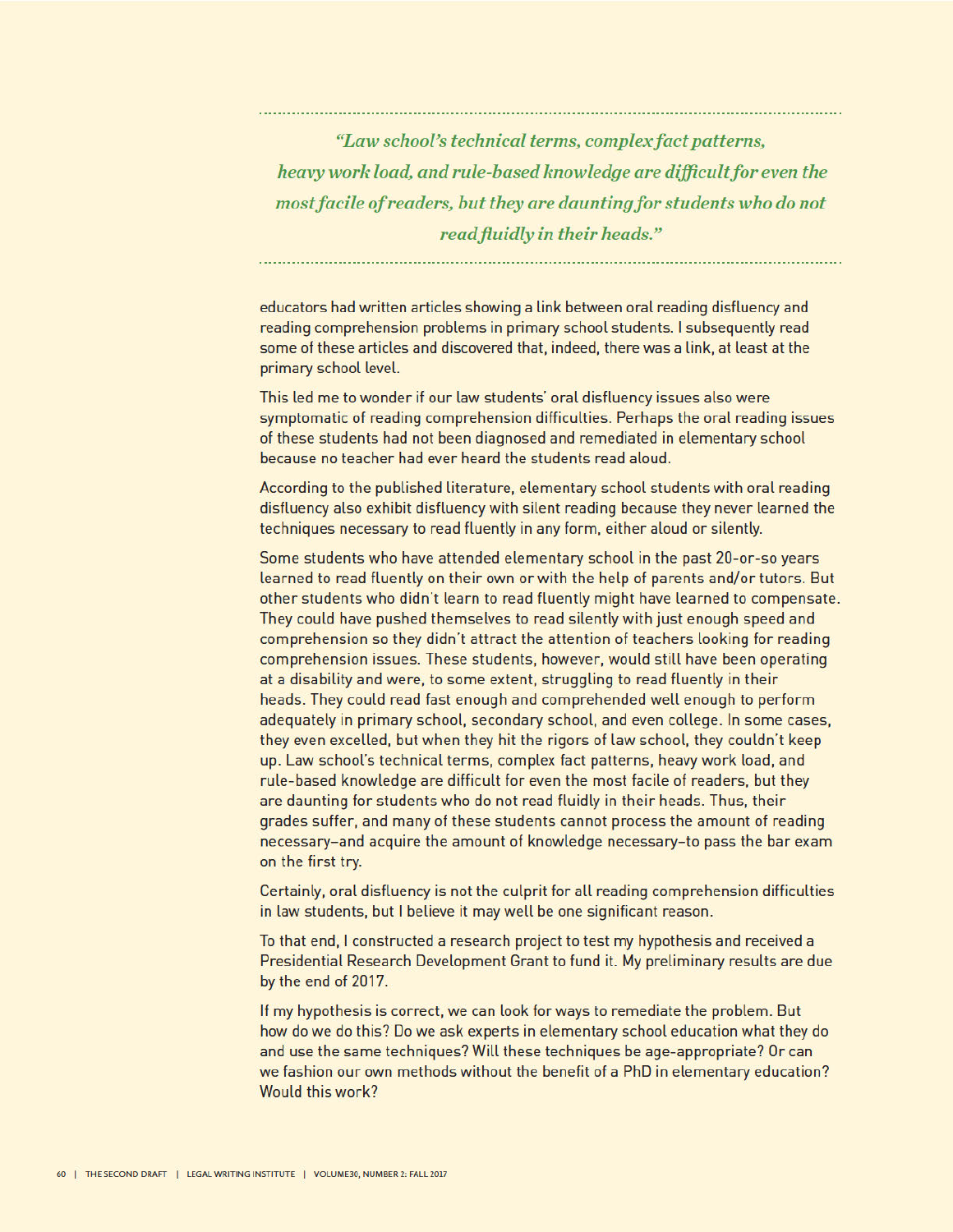> *"Law school's technical terms, complex fact patterns, heavy work load, and rule-based knowledge are difficult for even the most facile of readers, but they are daunting for students who do not read fluidly in their heads."*

educators had written articles showing a link between oral reading disfluency and reading comprehension problems in primary school students. I subsequently read some of these articles and discovered that, indeed, there was a link, at least at the primary school level.

This led me to wonder if our law students' oral disfluency issues also were symptomatic of reading comprehension difficulties. Perhaps the oral reading issues of these students had not been diagnosed and remediated in elementary school because no teacher had ever heard the students read aloud.

According to the published literature, elementary school students with oral reading disfluency also exhibit disfluency with silent reading because they never learned the techniques necessary to read fluently in any form, either aloud or silently.

Some students who have attended elementary school in the past 20-or-so years learned to read fluently on their own or with the help of parents and/or tutors. But other students who didn't learn to read fluently might have learned to compensate. They could have pushed themselves to read silently with just enough speed and comprehension so they didn't attract the attention of teachers looking for reading comprehension issues. These students, however, would still have been operating at a disability and were, to some extent, struggling to read fluently in their heads. They could read fast enough and comprehended well enough to perform adequately in primary school, secondary school, and even college. In some cases, they even excelled, but when they hit the rigors of law school, they couldn't keep up. Law school's technical terms, complex fact patterns, heavy work load, and rule-based knowledge are difficult for even the most facile of readers, but they are daunting for students who do not read fluidly in their heads. Thus, their grades suffer, and many of these students cannot process the amount of reading necessary–and acquire the amount of knowledge necessary–to pass the bar exam on the first try.

Certainly, oral disfluency is not the culprit for all reading comprehension difficulties in law students, but I believe it may well be one significant reason.

To that end, I constructed a research project to test my hypothesis and received a Presidential Research Development Grant to fund it. My preliminary results are due by the end of 2017.

If my hypothesis is correct, we can look for ways to remediate the problem. But how do we do this? Do we ask experts in elementary school education what they do and use the same techniques? Will these techniques be age-appropriate? Or can we fashion our own methods without the benefit of a PhD in elementary education? Would this work?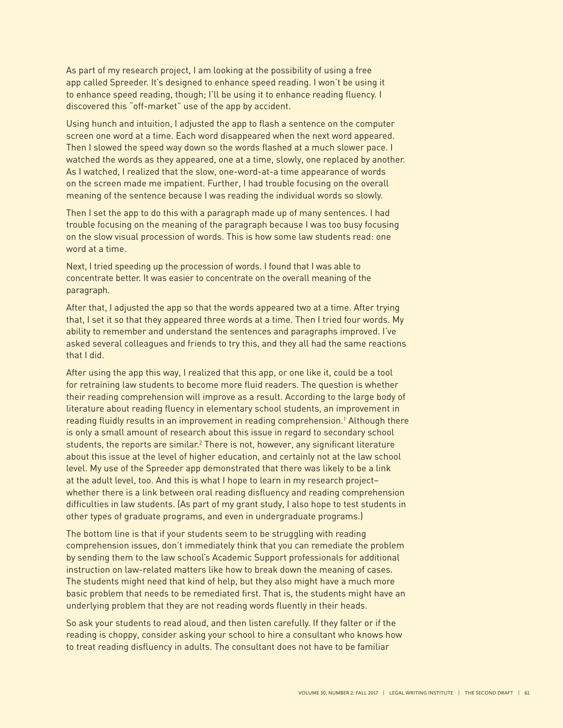As part of my research project, I am looking at the possibility of using a free app called Spreeder. It's designed to enhance speed reading. I won't be using it to enhance speed reading, though; I'll be using it to enhance reading fluency. I discovered this "off-market" use of the app by accident.

Using hunch and intuition, I adjusted the app to flash a sentence on the computer screen one word at a time. Each word disappeared when the next word appeared. Then I slowed the speed way down so the words flashed at a much slower pace. I watched the words as they appeared, one at a time, slowly, one replaced by another. As I watched, I realized that the slow, one-word-at-a time appearance of words on the screen made me impatient. Further, I had trouble focusing on the overall meaning of the sentence because I was reading the individual words so slowly.

Then I set the app to do this with a paragraph made up of many sentences. I had trouble focusing on the meaning of the paragraph because I was too busy focusing on the slow visual procession of words. This is how some law students read: one word at a time.

Next, I tried speeding up the procession of words. I found that I was able to concentrate better. It was easier to concentrate on the overall meaning of the paragraph.

After that, I adjusted the app so that the words appeared two at a time. After trying that, I set it so that they appeared three words at a time. Then I tried four words. My ability to remember and understand the sentences and paragraphs improved. I've asked several colleagues and friends to try this, and they all had the same reactions that I did.

After using the app this way, I realized that this app, or one like it, could be a tool for retraining law students to become more fluid readers. The question is whether their reading comprehension will improve as a result. According to the large body of literature about reading fluency in elementary school students, an improvement in reading fluidly results in an improvement in reading comprehension.[1] Although there is only a small amount of research about this issue in regard to secondary school students, the reports are similar.[2] There is not, however, any significant literature about this issue at the level of higher education, and certainly not at the law school level. My use of the Spreeder app demonstrated that there was likely to be a link at the adult level, too. And this is what I hope to learn in my research project– whether there is a link between oral reading disfluency and reading comprehension difficulties in law students. (As part of my grant study, I also hope to test students in other types of graduate programs, and even in undergraduate programs.)

The bottom line is that if your students seem to be struggling with reading comprehension issues, don't immediately think that you can remediate the problem by sending them to the law school's Academic Support professionals for additional instruction on law-related matters like how to break down the meaning of cases. The students might need that kind of help, but they also might have a much more basic problem that needs to be remediated first. That is, the students might have an underlying problem that they are not reading words fluently in their heads.

So ask your students to read aloud, and then listen carefully. If they falter or if the reading is choppy, consider asking your school to hire a consultant who knows how to treat reading disfluency in adults. The consultant does not have to be familiar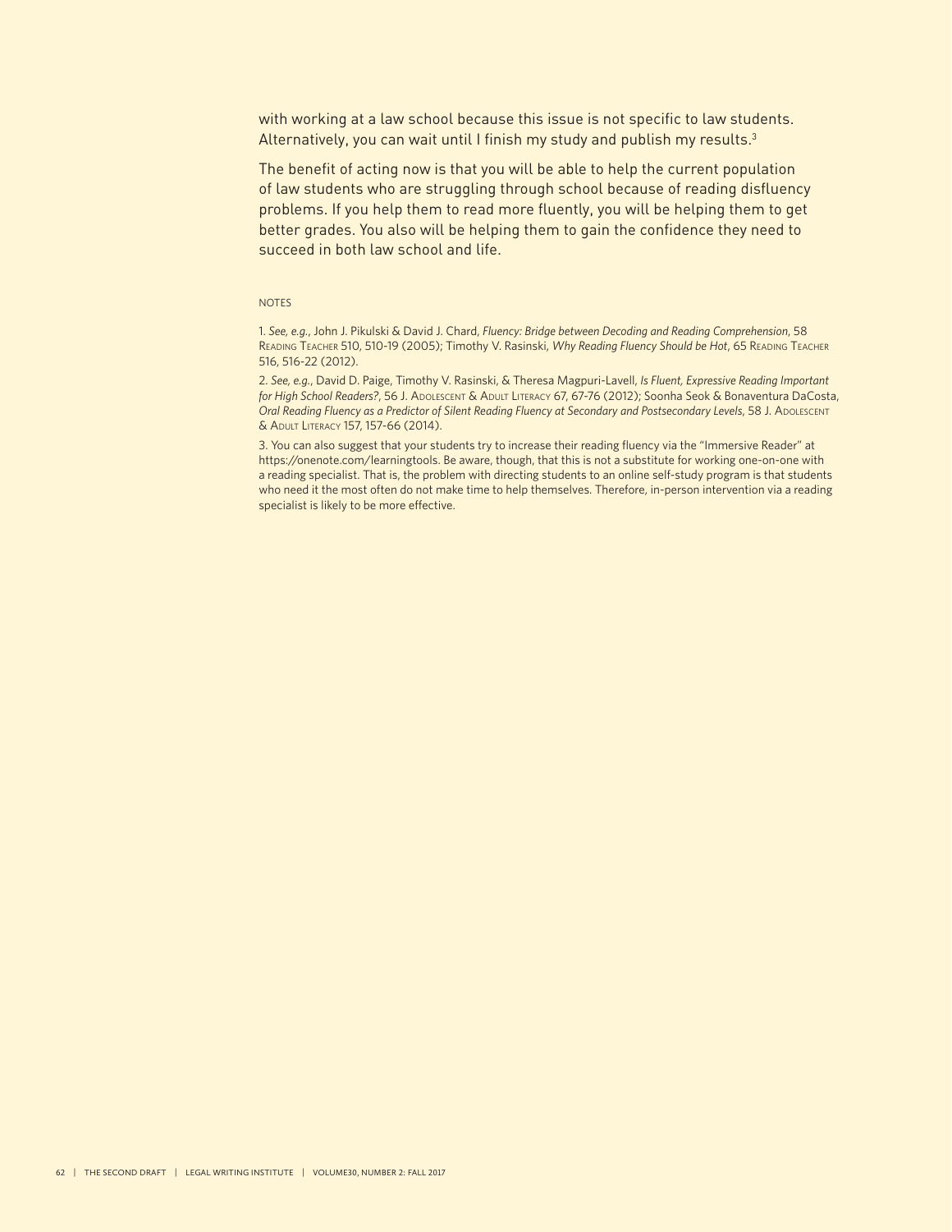with working at a law school because this issue is not specific to law students. Alternatively, you can wait until I finish my study and publish my results.[3]

The benefit of acting now is that you will be able to help the current population of law students who are struggling through school because of reading disfluency problems. If you help them to read more fluently, you will be helping them to get better grades. You also will be helping them to gain the confidence they need to succeed in both law school and life.

NOTES

1. *See, e.g.*, John J. Pikulski & David J. Chard, *Fluency: Bridge between Decoding and Reading Comprehension*, 58 Reading Teacher 510, 510-19 (2005); Timothy V. Rasinski, *Why Reading Fluency Should be Hot*, 65 Reading Teacher 516, 516-22 (2012).

2. *See, e.g.*, David D. Paige, Timothy V. Rasinski, & Theresa Magpuri-Lavell, *Is Fluent, Expressive Reading Important for High School Readers?*, 56 J. Adolescent & Adult Literacy 67, 67-76 (2012); Soonha Seok & Bonaventura DaCosta, *Oral Reading Fluency as a Predictor of Silent Reading Fluency at Secondary and Postsecondary Levels*, 58 J. Adolescent & Adult Literacy 157, 157-66 (2014).

3. You can also suggest that your students try to increase their reading fluency via the "Immersive Reader" at https://onenote.com/learningtools. Be aware, though, that this is not a substitute for working one-on-one with a reading specialist. That is, the problem with directing students to an online self-study program is that students who need it the most often do not make time to help themselves. Therefore, in-person intervention via a reading specialist is likely to be more effective.